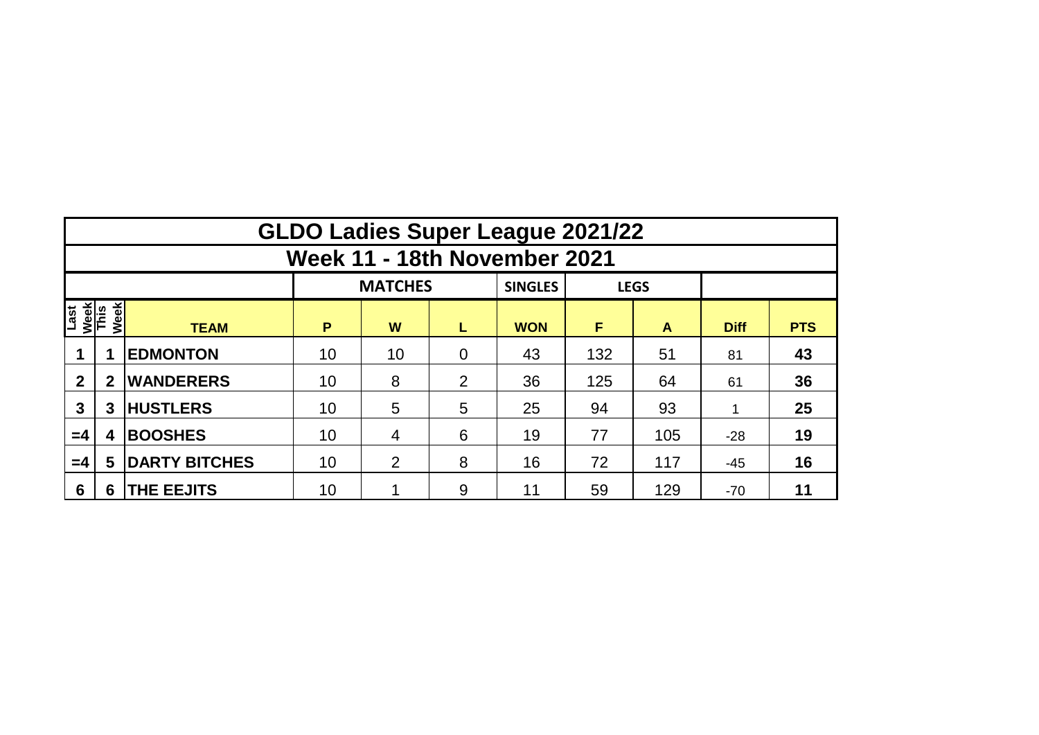# GLDO Ladies Super League 2021/22

## Week 11 - 18th November 2021

| | | | MATCHES | | | SINGLES | LEGS | | | |
|---|---|---|---|---|---|---|---|---|---|---|
| Last Week | This Week | TEAM | P | W | L | WON | F | A | Diff | PTS |
| 1 | 1 | EDMONTON | 10 | 10 | 0 | 43 | 132 | 51 | 81 | 43 |
| 2 | 2 | WANDERERS | 10 | 8 | 2 | 36 | 125 | 64 | 61 | 36 |
| 3 | 3 | HUSTLERS | 10 | 5 | 5 | 25 | 94 | 93 | 1 | 25 |
| =4 | 4 | BOOSHES | 10 | 4 | 6 | 19 | 77 | 105 | -28 | 19 |
| =4 | 5 | DARTY BITCHES | 10 | 2 | 8 | 16 | 72 | 117 | -45 | 16 |
| 6 | 6 | THE EEJITS | 10 | 1 | 9 | 11 | 59 | 129 | -70 | 11 |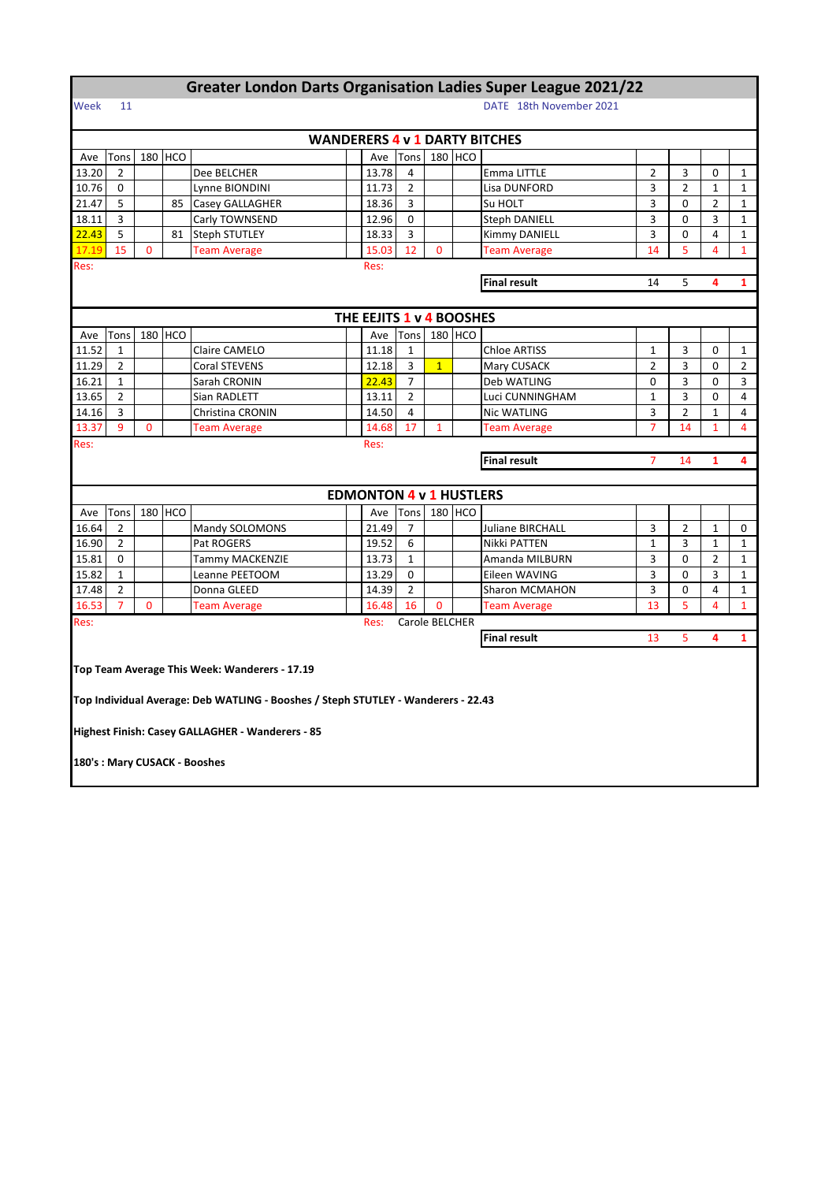# Greater London Darts Organisation Ladies Super League 2021/22

Week 11 DATE 18th November 2021

## WANDERERS 4 v 1 DARTY BITCHES

| Ave | Tons | 180 | HCO | | Ave | Tons | 180 | HCO | | | | | |
|---|---|---|---|---|---|---|---|---|---|---|---|---|---|
| 13.20 | 2 | | | Dee BELCHER | 13.78 | 4 | | | Emma LITTLE | 2 | 3 | 0 | 1 |
| 10.76 | 0 | | | Lynne BIONDINI | 11.73 | 2 | | | Lisa DUNFORD | 3 | 2 | 1 | 1 |
| 21.47 | 5 | | 85 | Casey GALLAGHER | 18.36 | 3 | | | Su HOLT | 3 | 0 | 2 | 1 |
| 18.11 | 3 | | | Carly TOWNSEND | 12.96 | 0 | | | Steph DANIELL | 3 | 0 | 3 | 1 |
| 22.43 | 5 | | 81 | Steph STUTLEY | 18.33 | 3 | | | Kimmy DANIELL | 3 | 0 | 4 | 1 |
| 17.19 | 15 | 0 | | Team Average | 15.03 | 12 | 0 | | Team Average | 14 | 5 | 4 | 1 |
| Res: | | | | | Res: | | | | | | | | |
| | | | | | | | | | **Final result** | 14 | 5 | 4 | 1 |

## THE EEJITS 1 v 4 BOOSHES

| Ave | Tons | 180 | HCO | | Ave | Tons | 180 | HCO | | | | | |
|---|---|---|---|---|---|---|---|---|---|---|---|---|---|
| 11.52 | 1 | | | Claire CAMELO | 11.18 | 1 | | | Chloe ARTISS | 1 | 3 | 0 | 1 |
| 11.29 | 2 | | | Coral STEVENS | 12.18 | 3 | 1 | | Mary CUSACK | 2 | 3 | 0 | 2 |
| 16.21 | 1 | | | Sarah CRONIN | 22.43 | 7 | | | Deb WATLING | 0 | 3 | 0 | 3 |
| 13.65 | 2 | | | Sian RADLETT | 13.11 | 2 | | | Luci CUNNINGHAM | 1 | 3 | 0 | 4 |
| 14.16 | 3 | | | Christina CRONIN | 14.50 | 4 | | | Nic WATLING | 3 | 2 | 1 | 4 |
| 13.37 | 9 | 0 | | Team Average | 14.68 | 17 | 1 | | Team Average | 7 | 14 | 1 | 4 |
| Res: | | | | | Res: | | | | | | | | |
| | | | | | | | | | **Final result** | 7 | 14 | 1 | 4 |

## EDMONTON 4 v 1 HUSTLERS

| Ave | Tons | 180 | HCO | | Ave | Tons | 180 | HCO | | | | | |
|---|---|---|---|---|---|---|---|---|---|---|---|---|---|
| 16.64 | 2 | | | Mandy SOLOMONS | 21.49 | 7 | | | Juliane BIRCHALL | 3 | 2 | 1 | 0 |
| 16.90 | 2 | | | Pat ROGERS | 19.52 | 6 | | | Nikki PATTEN | 1 | 3 | 1 | 1 |
| 15.81 | 0 | | | Tammy MACKENZIE | 13.73 | 1 | | | Amanda MILBURN | 3 | 0 | 2 | 1 |
| 15.82 | 1 | | | Leanne PEETOOM | 13.29 | 0 | | | Eileen WAVING | 3 | 0 | 3 | 1 |
| 17.48 | 2 | | | Donna GLEED | 14.39 | 2 | | | Sharon MCMAHON | 3 | 0 | 4 | 1 |
| 16.53 | 7 | 0 | | Team Average | 16.48 | 16 | 0 | | Team Average | 13 | 5 | 4 | 1 |
| Res: | | | | | Res: | Carole BELCHER | | | | | | | |
| | | | | | | | | | **Final result** | 13 | 5 | 4 | 1 |

**Top Team Average This Week: Wanderers - 17.19**

**Top Individual Average: Deb WATLING - Booshes / Steph STUTLEY - Wanderers - 22.43**

**Highest Finish: Casey GALLAGHER - Wanderers - 85**

**180's : Mary CUSACK - Booshes**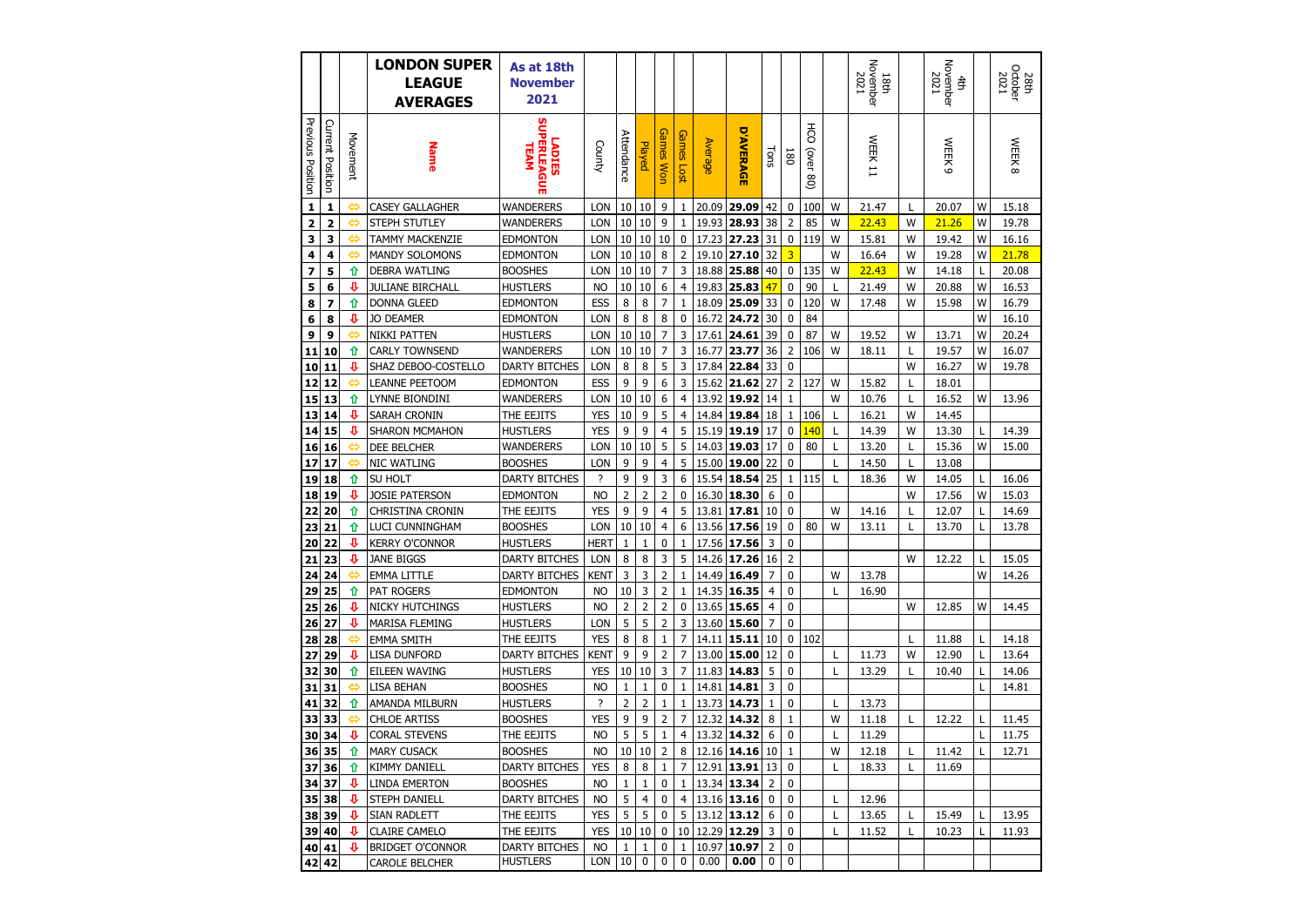| Previous Position | Current Position | Movement | LONDON SUPER LEAGUE AVERAGES<br>Name | As at 18th November 2021<br>LADIES SUPERLEAGUE TEAM | County | Attendance | Played | Games Won | Games Lost | Average | D'AVERAGE | Tons | 180 | HCO (over 80) | | 18th November 2021<br>WEEK 11 | | 4th November 2021<br>WEEK 9 | | 28th October 2021<br>WEEK 8 |
|---|---|---|---|---|---|---|---|---|---|---|---|---|---|---|---|---|---|---|---|---|
| 1 | 1 | ⇔ | CASEY GALLAGHER | WANDERERS | LON | 10 | 10 | 9 | 1 | 20.09 | **29.09** | 42 | 0 | 100 | W | 21.47 | L | 20.07 | W | 15.18 |
| 2 | 2 | ⇔ | STEPH STUTLEY | WANDERERS | LON | 10 | 10 | 9 | 1 | 19.93 | **28.93** | 38 | 2 | 85 | W | 22.43 | W | 21.26 | W | 19.78 |
| 3 | 3 | ⇔ | TAMMY MACKENZIE | EDMONTON | LON | 10 | 10 | 10 | 0 | 17.23 | **27.23** | 31 | 0 | 119 | W | 15.81 | W | 19.42 | W | 16.16 |
| 4 | 4 | ⇔ | MANDY SOLOMONS | EDMONTON | LON | 10 | 10 | 8 | 2 | 19.10 | **27.10** | 32 | 3 | | W | 16.64 | W | 19.28 | W | 21.78 |
| 7 | 5 | ⇧ | DEBRA WATLING | BOOSHES | LON | 10 | 10 | 7 | 3 | 18.88 | **25.88** | 40 | 0 | 135 | W | 22.43 | W | 14.18 | L | 20.08 |
| 5 | 6 | ⇩ | JULIANE BIRCHALL | HUSTLERS | NO | 10 | 10 | 6 | 4 | 19.83 | **25.83** | 47 | 0 | 90 | L | 21.49 | W | 20.88 | W | 16.53 |
| 8 | 7 | ⇧ | DONNA GLEED | EDMONTON | ESS | 8 | 8 | 7 | 1 | 18.09 | **25.09** | 33 | 0 | 120 | W | 17.48 | W | 15.98 | W | 16.79 |
| 6 | 8 | ⇩ | JO DEAMER | EDMONTON | LON | 8 | 8 | 8 | 0 | 16.72 | **24.72** | 30 | 0 | 84 | | | | | W | 16.10 |
| 9 | 9 | ⇔ | NIKKI PATTEN | HUSTLERS | LON | 10 | 10 | 7 | 3 | 17.61 | **24.61** | 39 | 0 | 87 | W | 19.52 | W | 13.71 | W | 20.24 |
| 11 | 10 | ⇧ | CARLY TOWNSEND | WANDERERS | LON | 10 | 10 | 7 | 3 | 16.77 | **23.77** | 36 | 2 | 106 | W | 18.11 | L | 19.57 | W | 16.07 |
| 10 | 11 | ⇩ | SHAZ DEBOO-COSTELLO | DARTY BITCHES | LON | 8 | 8 | 5 | 3 | 17.84 | **22.84** | 33 | 0 | | | | W | 16.27 | W | 19.78 |
| 12 | 12 | ⇔ | LEANNE PEETOOM | EDMONTON | ESS | 9 | 9 | 6 | 3 | 15.62 | **21.62** | 27 | 2 | 127 | W | 15.82 | L | 18.01 | | |
| 15 | 13 | ⇧ | LYNNE BIONDINI | WANDERERS | LON | 10 | 10 | 6 | 4 | 13.92 | **19.92** | 14 | 1 | | W | 10.76 | L | 16.52 | W | 13.96 |
| 13 | 14 | ⇩ | SARAH CRONIN | THE EEJITS | YES | 10 | 9 | 5 | 4 | 14.84 | **19.84** | 18 | 1 | 106 | L | 16.21 | W | 14.45 | | |
| 14 | 15 | ⇩ | SHARON MCMAHON | HUSTLERS | YES | 9 | 9 | 4 | 5 | 15.19 | **19.19** | 17 | 0 | 140 | L | 14.39 | W | 13.30 | L | 14.39 |
| 16 | 16 | ⇔ | DEE BELCHER | WANDERERS | LON | 10 | 10 | 5 | 5 | 14.03 | **19.03** | 17 | 0 | 80 | L | 13.20 | L | 15.36 | W | 15.00 |
| 17 | 17 | ⇔ | NIC WATLING | BOOSHES | LON | 9 | 9 | 4 | 5 | 15.00 | **19.00** | 22 | 0 | | L | 14.50 | L | 13.08 | | |
| 19 | 18 | ⇧ | SU HOLT | DARTY BITCHES | ? | 9 | 9 | 3 | 6 | 15.54 | **18.54** | 25 | 1 | 115 | L | 18.36 | W | 14.05 | L | 16.06 |
| 18 | 19 | ⇩ | JOSIE PATERSON | EDMONTON | NO | 2 | 2 | 2 | 0 | 16.30 | **18.30** | 6 | 0 | | | | W | 17.56 | W | 15.03 |
| 22 | 20 | ⇧ | CHRISTINA CRONIN | THE EEJITS | YES | 9 | 9 | 4 | 5 | 13.81 | **17.81** | 10 | 0 | | W | 14.16 | L | 12.07 | L | 14.69 |
| 23 | 21 | ⇧ | LUCI CUNNINGHAM | BOOSHES | LON | 10 | 10 | 4 | 6 | 13.56 | **17.56** | 19 | 0 | 80 | W | 13.11 | L | 13.70 | L | 13.78 |
| 20 | 22 | ⇩ | KERRY O'CONNOR | HUSTLERS | HERT | 1 | 1 | 0 | 1 | 17.56 | **17.56** | 3 | 0 | | | | | | | |
| 21 | 23 | ⇩ | JANE BIGGS | DARTY BITCHES | LON | 8 | 8 | 3 | 5 | 14.26 | **17.26** | 16 | 2 | | | | W | 12.22 | L | 15.05 |
| 24 | 24 | ⇔ | EMMA LITTLE | DARTY BITCHES | KENT | 3 | 3 | 2 | 1 | 14.49 | **16.49** | 7 | 0 | | W | 13.78 | | | W | 14.26 |
| 29 | 25 | ⇧ | PAT ROGERS | EDMONTON | NO | 10 | 3 | 2 | 1 | 14.35 | **16.35** | 4 | 0 | | L | 16.90 | | | | |
| 25 | 26 | ⇩ | NICKY HUTCHINGS | HUSTLERS | NO | 2 | 2 | 2 | 0 | 13.65 | **15.65** | 4 | 0 | | | | W | 12.85 | W | 14.45 |
| 26 | 27 | ⇩ | MARISA FLEMING | HUSTLERS | LON | 5 | 5 | 2 | 3 | 13.60 | **15.60** | 7 | 0 | | | | | | | |
| 28 | 28 | ⇔ | EMMA SMITH | THE EEJITS | YES | 8 | 8 | 1 | 7 | 14.11 | **15.11** | 10 | 0 | 102 | | | L | 11.88 | L | 14.18 |
| 27 | 29 | ⇩ | LISA DUNFORD | DARTY BITCHES | KENT | 9 | 9 | 2 | 7 | 13.00 | **15.00** | 12 | 0 | | L | 11.73 | W | 12.90 | L | 13.64 |
| 32 | 30 | ⇧ | EILEEN WAVING | HUSTLERS | YES | 10 | 10 | 3 | 7 | 11.83 | **14.83** | 5 | 0 | | L | 13.29 | L | 10.40 | L | 14.06 |
| 31 | 31 | ⇔ | LISA BEHAN | BOOSHES | NO | 1 | 1 | 0 | 1 | 14.81 | **14.81** | 3 | 0 | | | | | | L | 14.81 |
| 41 | 32 | ⇧ | AMANDA MILBURN | HUSTLERS | ? | 2 | 2 | 1 | 1 | 13.73 | **14.73** | 1 | 0 | | L | 13.73 | | | | |
| 33 | 33 | ⇔ | CHLOE ARTISS | BOOSHES | YES | 9 | 9 | 2 | 7 | 12.32 | **14.32** | 8 | 1 | | W | 11.18 | L | 12.22 | L | 11.45 |
| 30 | 34 | ⇩ | CORAL STEVENS | THE EEJITS | NO | 5 | 5 | 1 | 4 | 13.32 | **14.32** | 6 | 0 | | L | 11.29 | | | L | 11.75 |
| 36 | 35 | ⇧ | MARY CUSACK | BOOSHES | NO | 10 | 10 | 2 | 8 | 12.16 | **14.16** | 10 | 1 | | W | 12.18 | L | 11.42 | L | 12.71 |
| 37 | 36 | ⇧ | KIMMY DANIELL | DARTY BITCHES | YES | 8 | 8 | 1 | 7 | 12.91 | **13.91** | 13 | 0 | | L | 18.33 | L | 11.69 | | |
| 34 | 37 | ⇩ | LINDA EMERTON | BOOSHES | NO | 1 | 1 | 0 | 1 | 13.34 | **13.34** | 2 | 0 | | | | | | | |
| 35 | 38 | ⇩ | STEPH DANIELL | DARTY BITCHES | NO | 5 | 4 | 0 | 4 | 13.16 | **13.16** | 0 | 0 | | L | 12.96 | | | | |
| 38 | 39 | ⇩ | SIAN RADLETT | THE EEJITS | YES | 5 | 5 | 0 | 5 | 13.12 | **13.12** | 6 | 0 | | L | 13.65 | L | 15.49 | L | 13.95 |
| 39 | 40 | ⇩ | CLAIRE CAMELO | THE EEJITS | YES | 10 | 10 | 0 | 10 | 12.29 | **12.29** | 3 | 0 | | L | 11.52 | L | 10.23 | L | 11.93 |
| 40 | 41 | ⇩ | BRIDGET O'CONNOR | DARTY BITCHES | NO | 1 | 1 | 0 | 1 | 10.97 | **10.97** | 2 | 0 | | | | | | | |
| 42 | 42 | | CAROLE BELCHER | HUSTLERS | LON | 10 | 0 | 0 | 0 | 0.00 | **0.00** | 0 | 0 | | | | | | | |